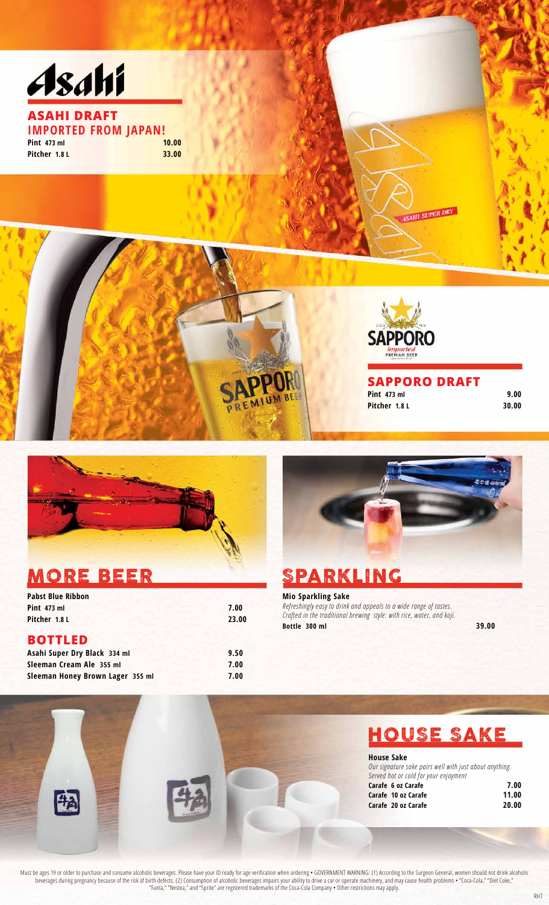# ASAHI DRAFT

## IMPORTED FROM JAPAN!

| | |
|---|---|
| **Pint** 473 ml | **10.00** |
| **Pitcher** 1.8 L | **33.00** |

# SAPPORO DRAFT

| | |
|---|---|
| **Pint** 473 ml | **9.00** |
| **Pitcher** 1.8 L | **30.00** |

# MORE BEER

**Pabst Blue Ribbon**

| | |
|---|---|
| **Pint** 473 ml | **7.00** |
| **Pitcher** 1.8 L | **23.00** |

## BOTTLED

| | |
|---|---|
| **Asahi Super Dry Black** 334 ml | **9.50** |
| **Sleeman Cream Ale** 355 ml | **7.00** |
| **Sleeman Honey Brown Lager** 355 ml | **7.00** |

# SPARKLING

**Mio Sparkling Sake**

*Refreshingly easy to drink and appeals to a wide range of tastes. Crafted in the traditional brewing style: with rice, water, and koji.*

| | |
|---|---|
| **Bottle** 300 ml | **39.00** |

# HOUSE SAKE

**House Sake**

*Our signature sake pairs well with just about anything. Served hot or cold for your enjoyment*

| | |
|---|---|
| **Carafe** 6 oz Carafe | **7.00** |
| **Carafe** 10 oz Carafe | **11.00** |
| **Carafe** 20 oz Carafe | **20.00** |

Must be ages 19 or older to purchase and consume alcoholic beverages. Please have your ID ready for age verification when ordering • GOVERNMENT WARNING: (1) According to the Surgeon General, women should not drink alcoholic beverages during pregnancy because of the risk of birth defects. (2) Consumption of alcoholic beverages impairs your ability to drive a car or operate machinery, and may cause health problems • "Coca-Cola," "Diet Coke," "Fanta," "Nestea," and "Sprite" are registered trademarks of the Coca-Cola Company • Other restrictions may apply.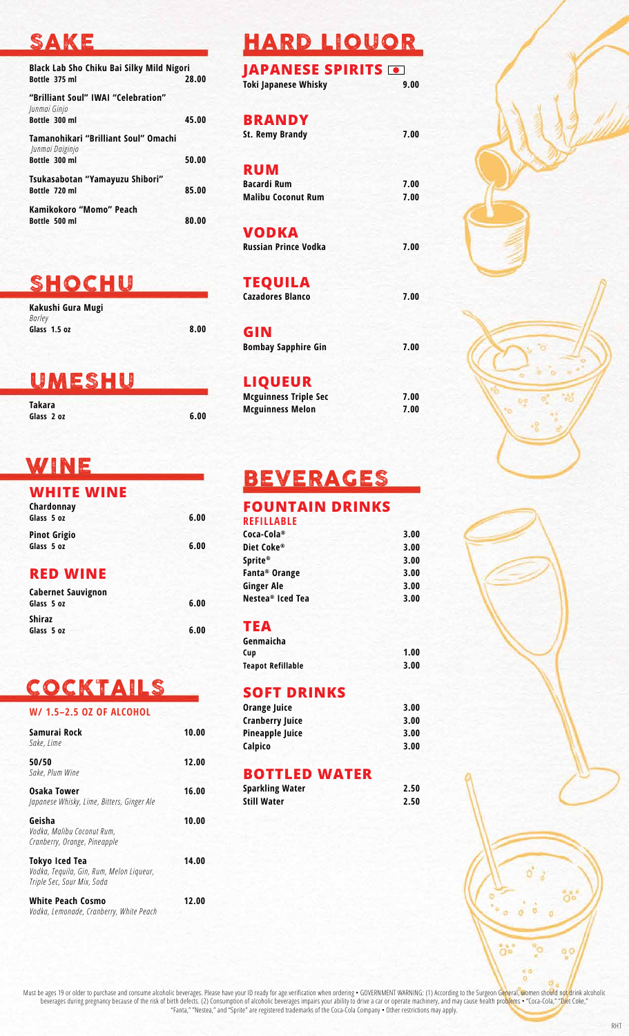# SAKE

**Black Lab Sho Chiku Bai Silky Mild Nigori**
**Bottle 375 ml** — **28.00**

**"Brilliant Soul" IWAI "Celebration"**
*Junmai Ginjo*
**Bottle 300 ml** — **45.00**

**Tamanohikari "Brilliant Soul" Omachi**
*Junmai Daiginjo*
**Bottle 300 ml** — **50.00**

**Tsukasabotan "Yamayuzu Shibori"**
**Bottle 720 ml** — **85.00**

**Kamikokoro "Momo" Peach**
**Bottle 500 ml** — **80.00**

# SHOCHU

**Kakushi Gura Mugi**
*Barley*
**Glass 1.5 oz** — **8.00**

# UMESHU

**Takara**
**Glass 2 oz** — **6.00**

# WINE

## WHITE WINE

**Chardonnay**
**Glass 5 oz** — **6.00**

**Pinot Grigio**
**Glass 5 oz** — **6.00**

## RED WINE

**Cabernet Sauvignon**
**Glass 5 oz** — **6.00**

**Shiraz**
**Glass 5 oz** — **6.00**

# COCKTAILS

## W/ 1.5–2.5 OZ OF ALCOHOL

**Samurai Rock** — **10.00**
*Sake, Lime*

**50/50** — **12.00**
*Sake, Plum Wine*

**Osaka Tower** — **16.00**
*Japanese Whisky, Lime, Bitters, Ginger Ale*

**Geisha** — **10.00**
*Vodka, Malibu Coconut Rum, Cranberry, Orange, Pineapple*

**Tokyo Iced Tea** — **14.00**
*Vodka, Tequila, Gin, Rum, Melon Liqueur, Triple Sec, Sour Mix, Soda*

**White Peach Cosmo** — **12.00**
*Vodka, Lemonade, Cranberry, White Peach*

# HARD LIQUOR

## JAPANESE SPIRITS

**Toki Japanese Whisky** — **9.00**

## BRANDY

**St. Remy Brandy** — **7.00**

## RUM

**Bacardi Rum** — **7.00**
**Malibu Coconut Rum** — **7.00**

## VODKA

**Russian Prince Vodka** — **7.00**

## TEQUILA

**Cazadores Blanco** — **7.00**

## GIN

**Bombay Sapphire Gin** — **7.00**

## LIQUEUR

**Mcguinness Triple Sec** — **7.00**
**Mcguinness Melon** — **7.00**

# BEVERAGES

## FOUNTAIN DRINKS

### REFILLABLE

**Coca-Cola®** — **3.00**
**Diet Coke®** — **3.00**
**Sprite®** — **3.00**
**Fanta® Orange** — **3.00**
**Ginger Ale** — **3.00**
**Nestea® Iced Tea** — **3.00**

## TEA

**Genmaicha**
**Cup** — **1.00**
**Teapot Refillable** — **3.00**

## SOFT DRINKS

**Orange Juice** — **3.00**
**Cranberry Juice** — **3.00**
**Pineapple Juice** — **3.00**
**Calpico** — **3.00**

## BOTTLED WATER

**Sparkling Water** — **2.50**
**Still Water** — **2.50**

Must be ages 19 or older to purchase and consume alcoholic beverages. Please have your ID ready for age verification when ordering • GOVERNMENT WARNING: (1) According to the Surgeon General, women should not drink alcoholic beverages during pregnancy because of the risk of birth defects. (2) Consumption of alcoholic beverages impairs your ability to drive a car or operate machinery, and may cause health problems • "Coca-Cola," "Diet Coke," "Fanta," "Nestea," and "Sprite" are registered trademarks of the Coca-Cola Company • Other restrictions may apply.

RHT